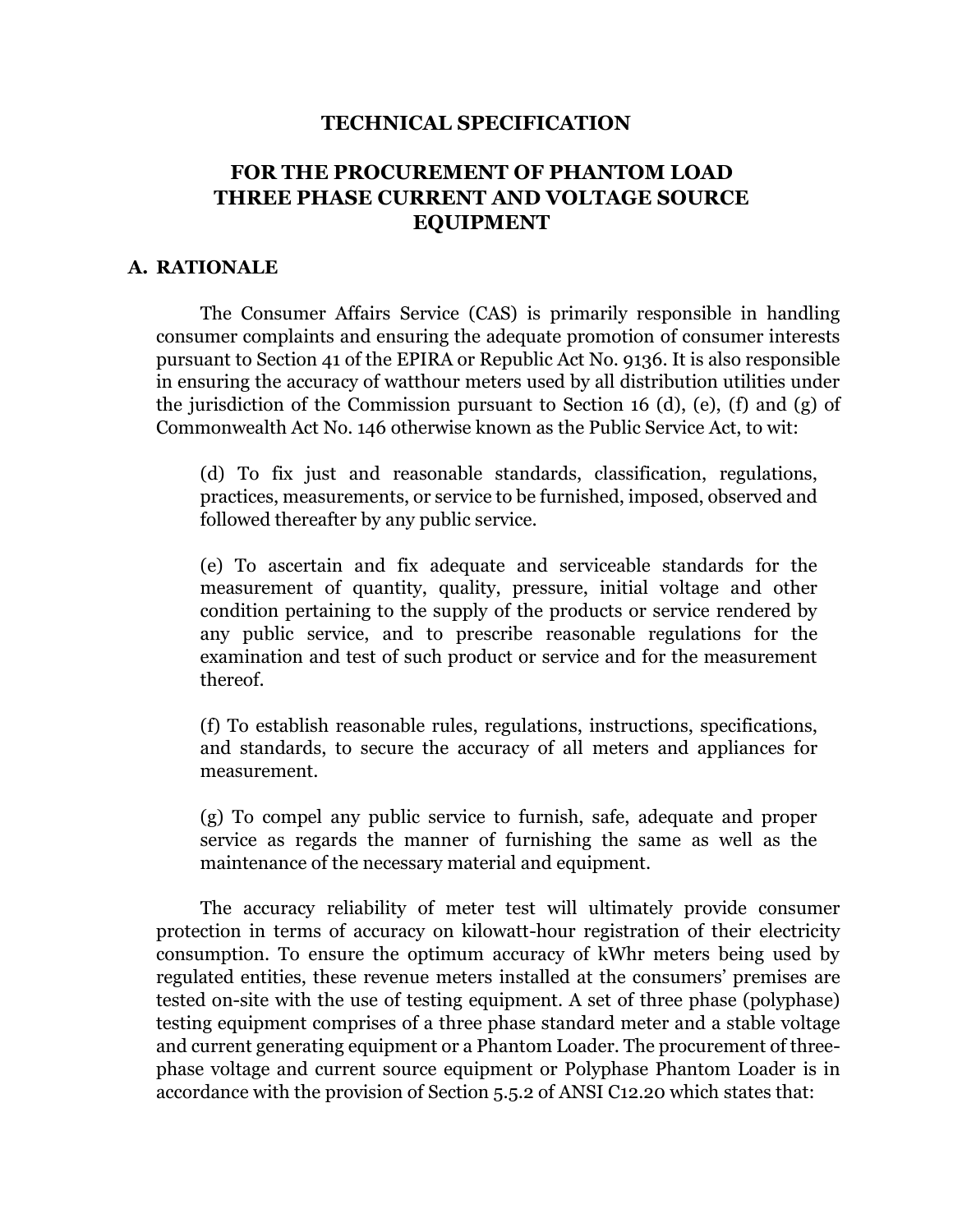# TECHNICAL SPECIFICATION

## FOR THE PROCUREMENT OF PHANTOM LOAD THREE PHASE CURRENT AND VOLTAGE SOURCE EQUIPMENT

### A. RATIONALE

The Consumer Affairs Service (CAS) is primarily responsible in handling consumer complaints and ensuring the adequate promotion of consumer interests pursuant to Section 41 of the EPIRA or Republic Act No. 9136. It is also responsible in ensuring the accuracy of watthour meters used by all distribution utilities under the jurisdiction of the Commission pursuant to Section 16 (d), (e), (f) and (g) of Commonwealth Act No. 146 otherwise known as the Public Service Act, to wit:

> (d) To fix just and reasonable standards, classification, regulations, practices, measurements, or service to be furnished, imposed, observed and followed thereafter by any public service.
>
> (e) To ascertain and fix adequate and serviceable standards for the measurement of quantity, quality, pressure, initial voltage and other condition pertaining to the supply of the products or service rendered by any public service, and to prescribe reasonable regulations for the examination and test of such product or service and for the measurement thereof.
>
> (f) To establish reasonable rules, regulations, instructions, specifications, and standards, to secure the accuracy of all meters and appliances for measurement.
>
> (g) To compel any public service to furnish, safe, adequate and proper service as regards the manner of furnishing the same as well as the maintenance of the necessary material and equipment.

The accuracy reliability of meter test will ultimately provide consumer protection in terms of accuracy on kilowatt-hour registration of their electricity consumption. To ensure the optimum accuracy of kWhr meters being used by regulated entities, these revenue meters installed at the consumers' premises are tested on-site with the use of testing equipment. A set of three phase (polyphase) testing equipment comprises of a three phase standard meter and a stable voltage and current generating equipment or a Phantom Loader. The procurement of three-phase voltage and current source equipment or Polyphase Phantom Loader is in accordance with the provision of Section 5.5.2 of ANSI C12.20 which states that: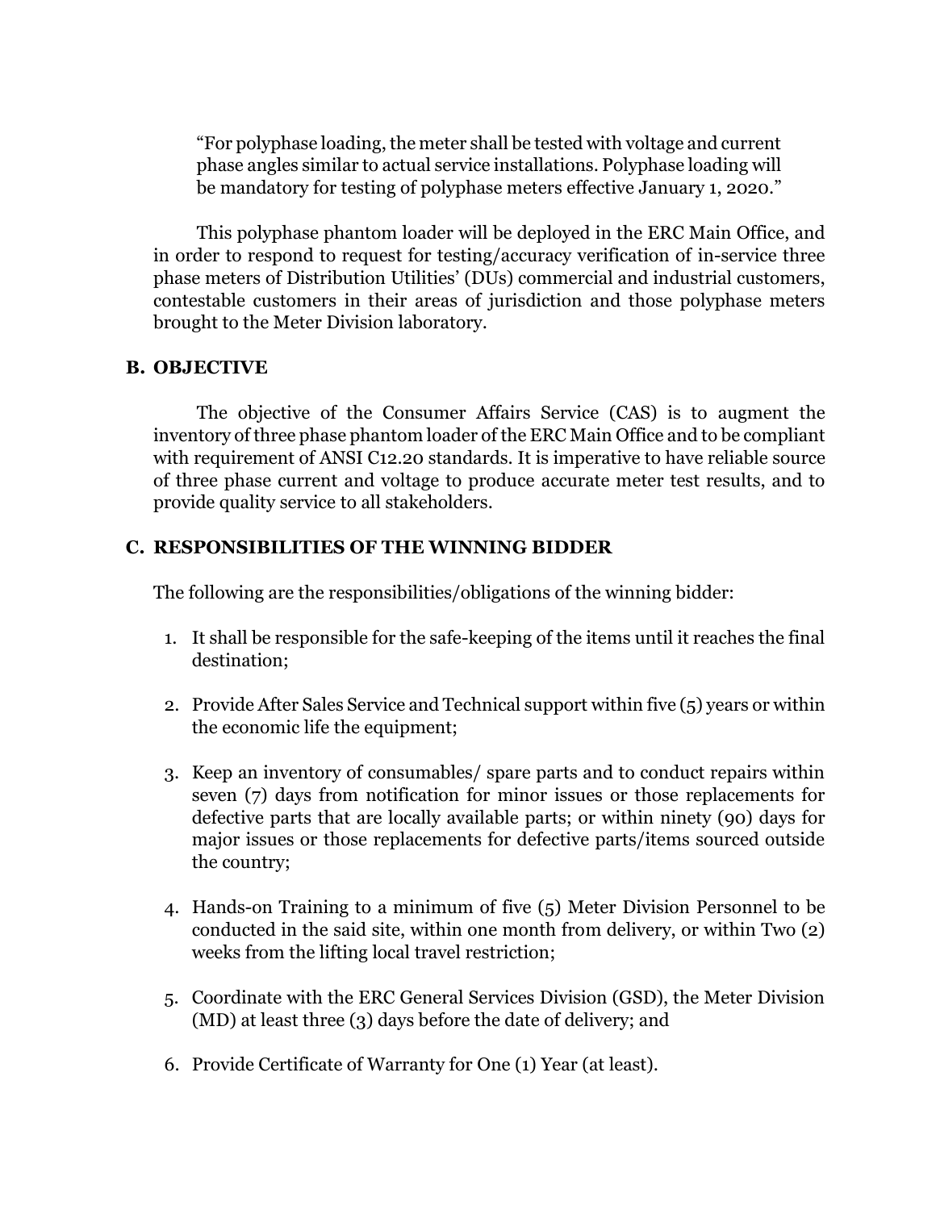> "For polyphase loading, the meter shall be tested with voltage and current phase angles similar to actual service installations. Polyphase loading will be mandatory for testing of polyphase meters effective January 1, 2020."

This polyphase phantom loader will be deployed in the ERC Main Office, and in order to respond to request for testing/accuracy verification of in-service three phase meters of Distribution Utilities' (DUs) commercial and industrial customers, contestable customers in their areas of jurisdiction and those polyphase meters brought to the Meter Division laboratory.

## B. OBJECTIVE

The objective of the Consumer Affairs Service (CAS) is to augment the inventory of three phase phantom loader of the ERC Main Office and to be compliant with requirement of ANSI C12.20 standards. It is imperative to have reliable source of three phase current and voltage to produce accurate meter test results, and to provide quality service to all stakeholders.

## C. RESPONSIBILITIES OF THE WINNING BIDDER

The following are the responsibilities/obligations of the winning bidder:

1. It shall be responsible for the safe-keeping of the items until it reaches the final destination;
2. Provide After Sales Service and Technical support within five (5) years or within the economic life the equipment;
3. Keep an inventory of consumables/ spare parts and to conduct repairs within seven (7) days from notification for minor issues or those replacements for defective parts that are locally available parts; or within ninety (90) days for major issues or those replacements for defective parts/items sourced outside the country;
4. Hands-on Training to a minimum of five (5) Meter Division Personnel to be conducted in the said site, within one month from delivery, or within Two (2) weeks from the lifting local travel restriction;
5. Coordinate with the ERC General Services Division (GSD), the Meter Division (MD) at least three (3) days before the date of delivery; and
6. Provide Certificate of Warranty for One (1) Year (at least).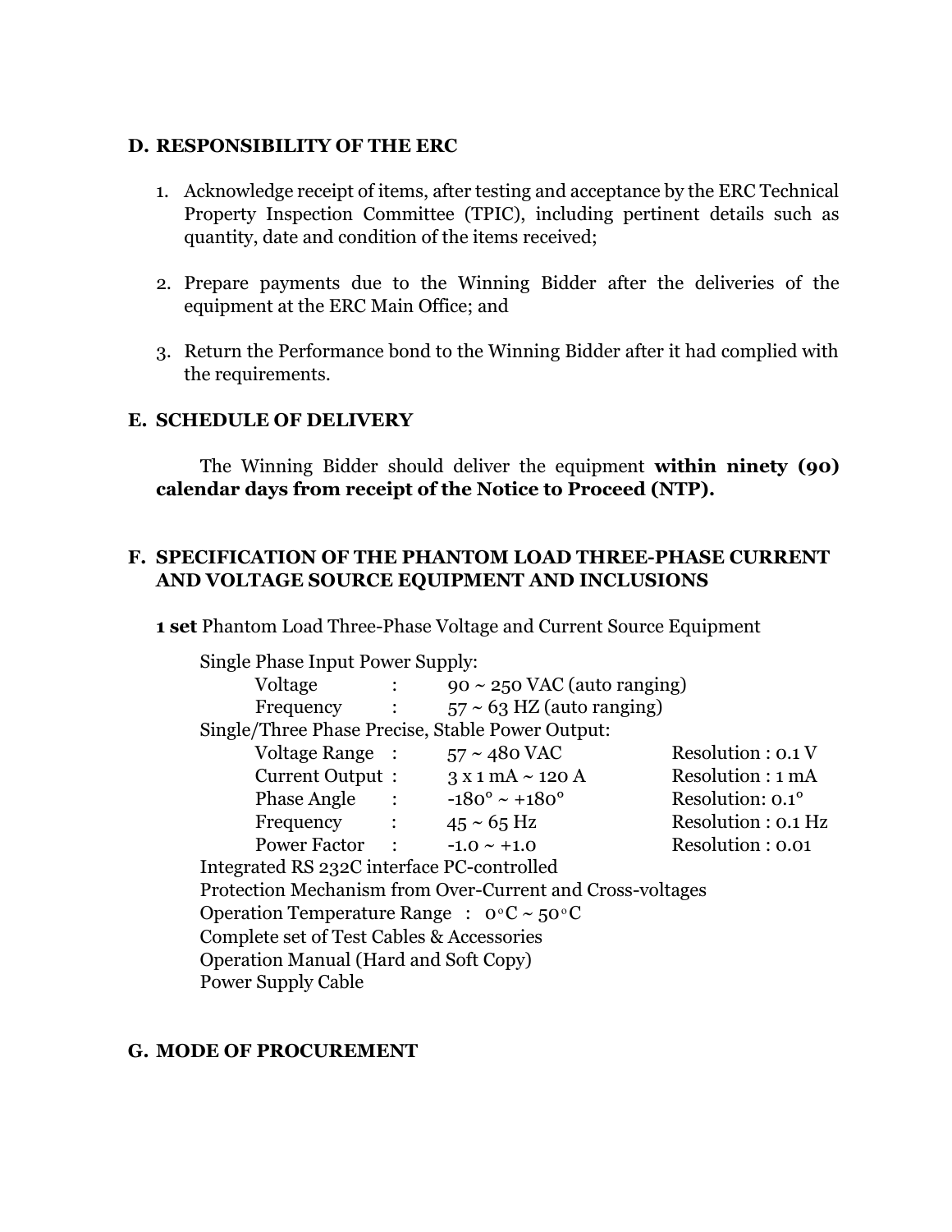## D. RESPONSIBILITY OF THE ERC

1. Acknowledge receipt of items, after testing and acceptance by the ERC Technical Property Inspection Committee (TPIC), including pertinent details such as quantity, date and condition of the items received;

2. Prepare payments due to the Winning Bidder after the deliveries of the equipment at the ERC Main Office; and

3. Return the Performance bond to the Winning Bidder after it had complied with the requirements.

## E. SCHEDULE OF DELIVERY

The Winning Bidder should deliver the equipment **within ninety (90) calendar days from receipt of the Notice to Proceed (NTP).**

## F. SPECIFICATION OF THE PHANTOM LOAD THREE-PHASE CURRENT AND VOLTAGE SOURCE EQUIPMENT AND INCLUSIONS

**1 set** Phantom Load Three-Phase Voltage and Current Source Equipment

Single Phase Input Power Supply:

| | | | |
|---|---|---|---|
| Voltage | : | 90 ~ 250 VAC (auto ranging) | |
| Frequency | : | 57 ~ 63 HZ (auto ranging) | |

Single/Three Phase Precise, Stable Power Output:

| | | | |
|---|---|---|---|
| Voltage Range | : | 57 ~ 480 VAC | Resolution : 0.1 V |
| Current Output | : | 3 x 1 mA ~ 120 A | Resolution : 1 mA |
| Phase Angle | : | -180° ~ +180° | Resolution: 0.1° |
| Frequency | : | 45 ~ 65 Hz | Resolution : 0.1 Hz |
| Power Factor | : | -1.0 ~ +1.0 | Resolution : 0.01 |

Integrated RS 232C interface PC-controlled

Protection Mechanism from Over-Current and Cross-voltages

Operation Temperature Range : 0°C ~ 50°C

Complete set of Test Cables & Accessories

Operation Manual (Hard and Soft Copy)

Power Supply Cable

## G. MODE OF PROCUREMENT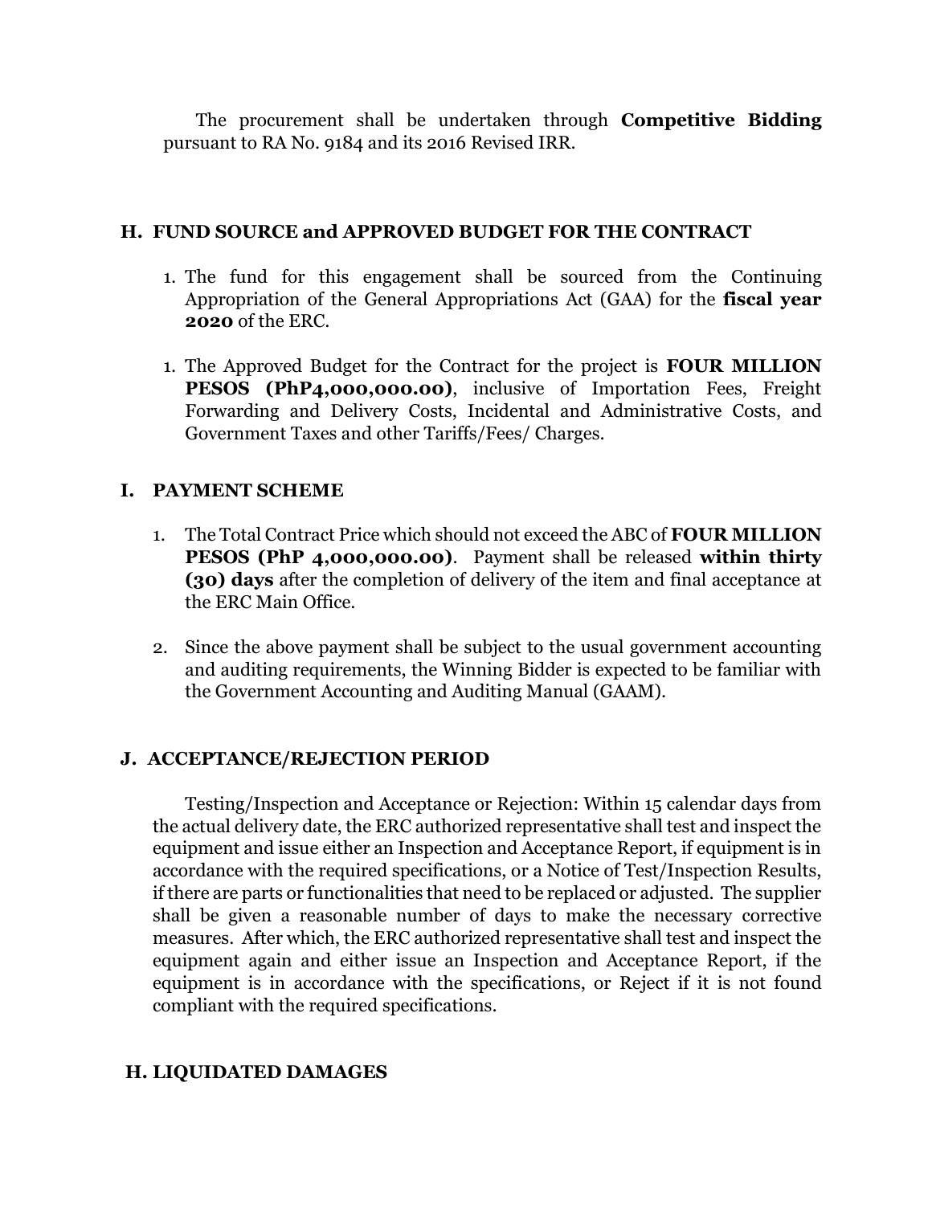The procurement shall be undertaken through **Competitive Bidding** pursuant to RA No. 9184 and its 2016 Revised IRR.

## H. FUND SOURCE and APPROVED BUDGET FOR THE CONTRACT

1. The fund for this engagement shall be sourced from the Continuing Appropriation of the General Appropriations Act (GAA) for the **fiscal year 2020** of the ERC.

1. The Approved Budget for the Contract for the project is **FOUR MILLION PESOS (PhP4,000,000.00)**, inclusive of Importation Fees, Freight Forwarding and Delivery Costs, Incidental and Administrative Costs, and Government Taxes and other Tariffs/Fees/ Charges.

## I. PAYMENT SCHEME

1. The Total Contract Price which should not exceed the ABC of **FOUR MILLION PESOS (PhP 4,000,000.00)**. Payment shall be released **within thirty (30) days** after the completion of delivery of the item and final acceptance at the ERC Main Office.

2. Since the above payment shall be subject to the usual government accounting and auditing requirements, the Winning Bidder is expected to be familiar with the Government Accounting and Auditing Manual (GAAM).

## J. ACCEPTANCE/REJECTION PERIOD

Testing/Inspection and Acceptance or Rejection: Within 15 calendar days from the actual delivery date, the ERC authorized representative shall test and inspect the equipment and issue either an Inspection and Acceptance Report, if equipment is in accordance with the required specifications, or a Notice of Test/Inspection Results, if there are parts or functionalities that need to be replaced or adjusted. The supplier shall be given a reasonable number of days to make the necessary corrective measures. After which, the ERC authorized representative shall test and inspect the equipment again and either issue an Inspection and Acceptance Report, if the equipment is in accordance with the specifications, or Reject if it is not found compliant with the required specifications.

## H. LIQUIDATED DAMAGES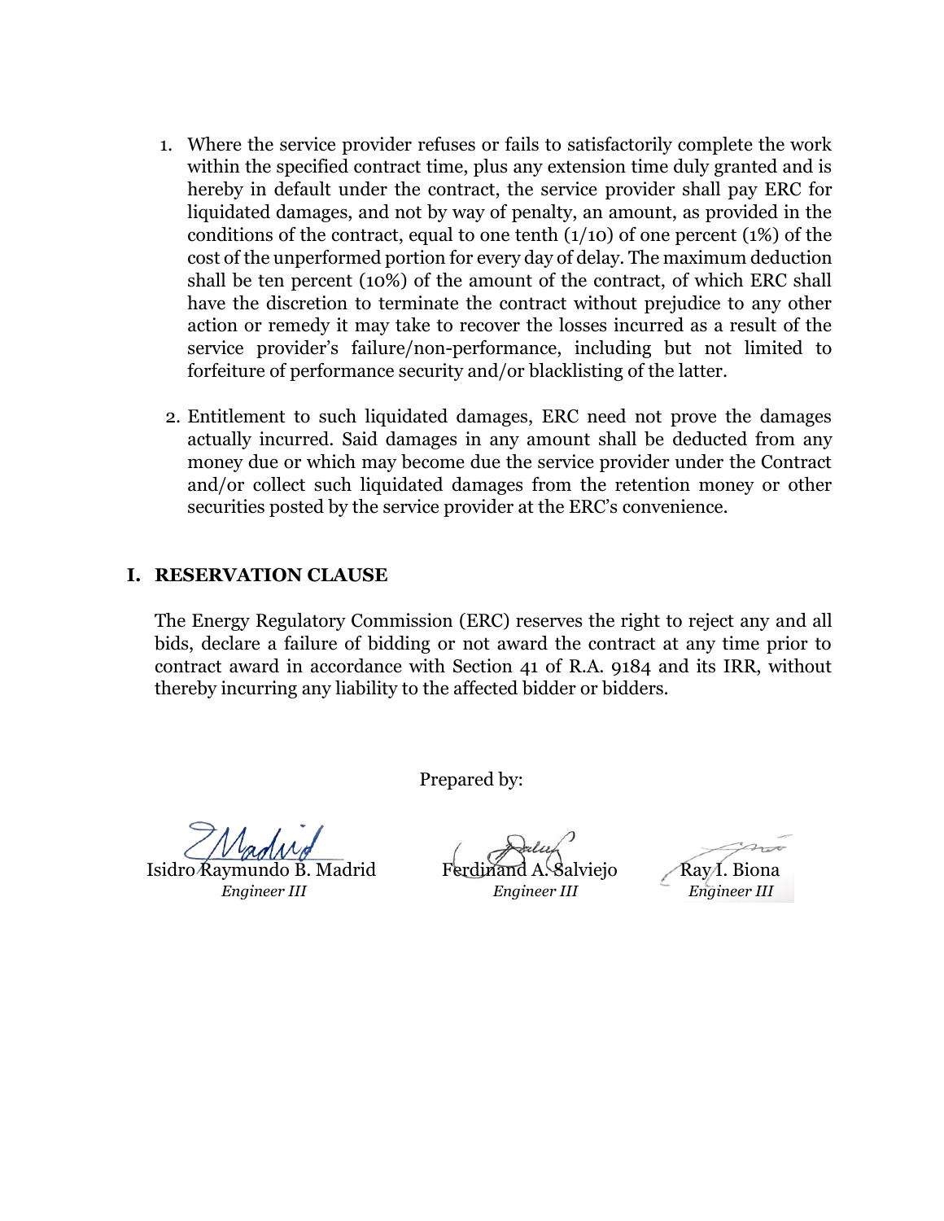1. Where the service provider refuses or fails to satisfactorily complete the work within the specified contract time, plus any extension time duly granted and is hereby in default under the contract, the service provider shall pay ERC for liquidated damages, and not by way of penalty, an amount, as provided in the conditions of the contract, equal to one tenth (1/10) of one percent (1%) of the cost of the unperformed portion for every day of delay. The maximum deduction shall be ten percent (10%) of the amount of the contract, of which ERC shall have the discretion to terminate the contract without prejudice to any other action or remedy it may take to recover the losses incurred as a result of the service provider's failure/non-performance, including but not limited to forfeiture of performance security and/or blacklisting of the latter.

2. Entitlement to such liquidated damages, ERC need not prove the damages actually incurred. Said damages in any amount shall be deducted from any money due or which may become due the service provider under the Contract and/or collect such liquidated damages from the retention money or other securities posted by the service provider at the ERC's convenience.

## I. RESERVATION CLAUSE

The Energy Regulatory Commission (ERC) reserves the right to reject any and all bids, declare a failure of bidding or not award the contract at any time prior to contract award in accordance with Section 41 of R.A. 9184 and its IRR, without thereby incurring any liability to the affected bidder or bidders.

Prepared by:

Isidro Raymundo B. Madrid
*Engineer III*

Ferdinand A. Salviejo
*Engineer III*

Ray I. Biona
*Engineer III*